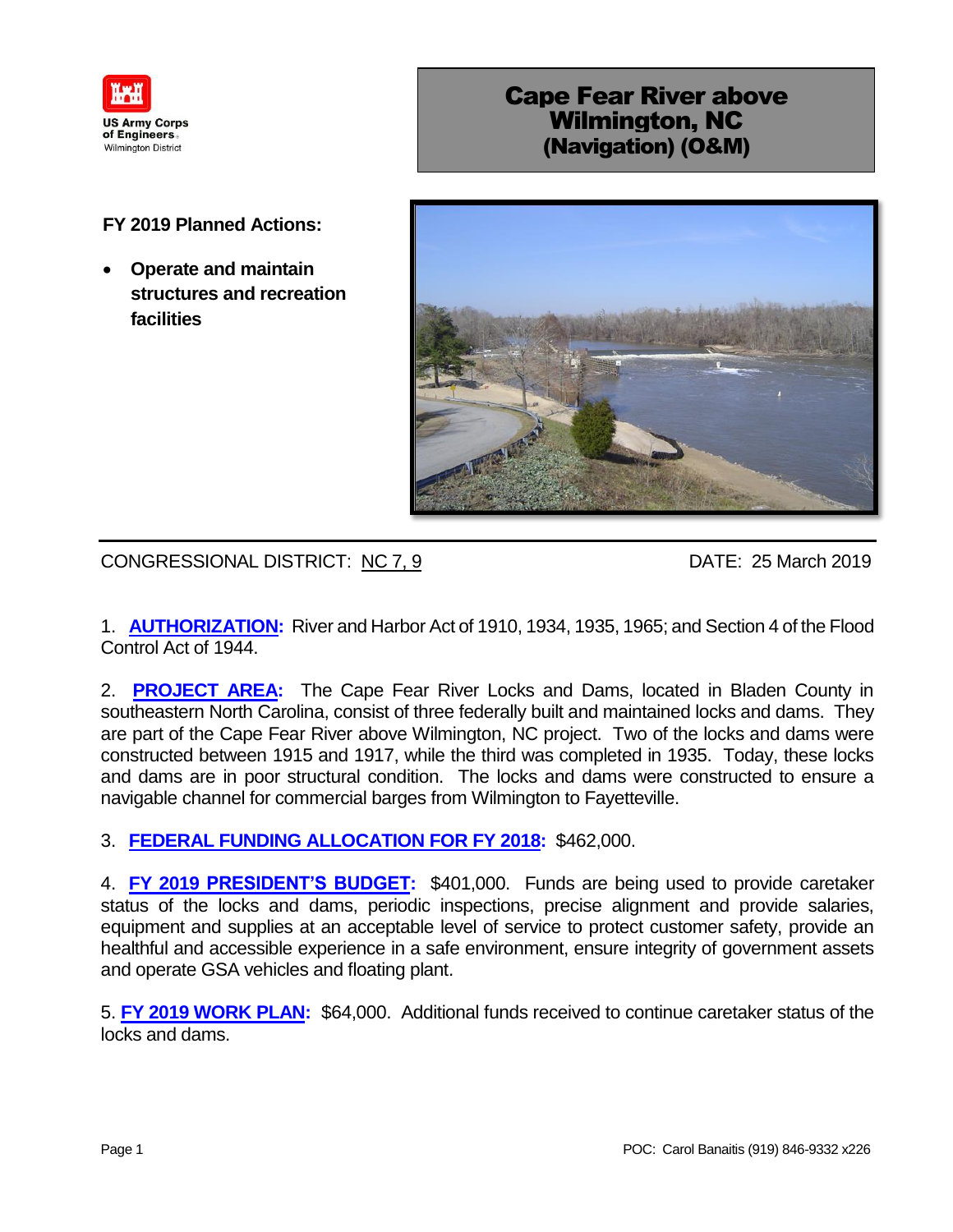US Army Corps of Engineers
Wilmington District

# Cape Fear River above Wilmington, NC (Navigation) (O&M)

**FY 2019 Planned Actions:**

- **Operate and maintain structures and recreation facilities**

CONGRESSIONAL DISTRICT: NC 7, 9

DATE: 25 March 2019

1. **AUTHORIZATION:** River and Harbor Act of 1910, 1934, 1935, 1965; and Section 4 of the Flood Control Act of 1944.

2. **PROJECT AREA:** The Cape Fear River Locks and Dams, located in Bladen County in southeastern North Carolina, consist of three federally built and maintained locks and dams. They are part of the Cape Fear River above Wilmington, NC project. Two of the locks and dams were constructed between 1915 and 1917, while the third was completed in 1935. Today, these locks and dams are in poor structural condition. The locks and dams were constructed to ensure a navigable channel for commercial barges from Wilmington to Fayetteville.

3. **FEDERAL FUNDING ALLOCATION FOR FY 2018:** $462,000.

4. **FY 2019 PRESIDENT'S BUDGET:** $401,000. Funds are being used to provide caretaker status of the locks and dams, periodic inspections, precise alignment and provide salaries, equipment and supplies at an acceptable level of service to protect customer safety, provide an healthful and accessible experience in a safe environment, ensure integrity of government assets and operate GSA vehicles and floating plant.

5. **FY 2019 WORK PLAN:** $64,000. Additional funds received to continue caretaker status of the locks and dams.

POC: Carol Banaitis (919) 846-9332 x226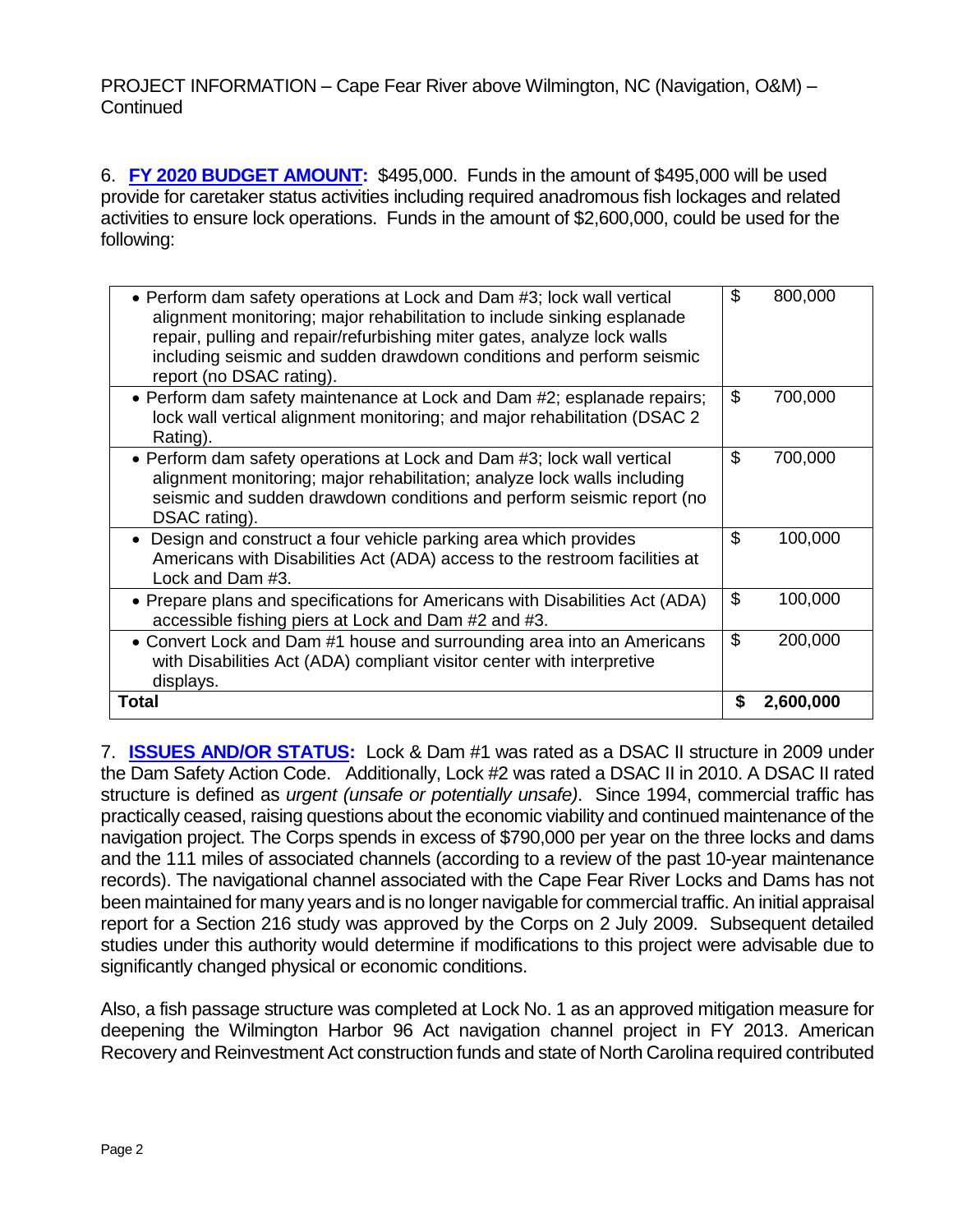PROJECT INFORMATION – Cape Fear River above Wilmington, NC (Navigation, O&M) – Continued

6. **FY 2020 BUDGET AMOUNT:** $495,000. Funds in the amount of $495,000 will be used provide for caretaker status activities including required anadromous fish lockages and related activities to ensure lock operations. Funds in the amount of $2,600,000, could be used for the following:

| | | |
|---|---|---|
| • Perform dam safety operations at Lock and Dam #3; lock wall vertical alignment monitoring; major rehabilitation to include sinking esplanade repair, pulling and repair/refurbishing miter gates, analyze lock walls including seismic and sudden drawdown conditions and perform seismic report (no DSAC rating). | $ | 800,000 |
| • Perform dam safety maintenance at Lock and Dam #2; esplanade repairs; lock wall vertical alignment monitoring; and major rehabilitation (DSAC 2 Rating). | $ | 700,000 |
| • Perform dam safety operations at Lock and Dam #3; lock wall vertical alignment monitoring; major rehabilitation; analyze lock walls including seismic and sudden drawdown conditions and perform seismic report (no DSAC rating). | $ | 700,000 |
| • Design and construct a four vehicle parking area which provides Americans with Disabilities Act (ADA) access to the restroom facilities at Lock and Dam #3. | $ | 100,000 |
| • Prepare plans and specifications for Americans with Disabilities Act (ADA) accessible fishing piers at Lock and Dam #2 and #3. | $ | 100,000 |
| • Convert Lock and Dam #1 house and surrounding area into an Americans with Disabilities Act (ADA) compliant visitor center with interpretive displays. | $ | 200,000 |
| **Total** | **$** | **2,600,000** |

7. **ISSUES AND/OR STATUS:** Lock & Dam #1 was rated as a DSAC II structure in 2009 under the Dam Safety Action Code. Additionally, Lock #2 was rated a DSAC II in 2010. A DSAC II rated structure is defined as *urgent (unsafe or potentially unsafe)*. Since 1994, commercial traffic has practically ceased, raising questions about the economic viability and continued maintenance of the navigation project. The Corps spends in excess of $790,000 per year on the three locks and dams and the 111 miles of associated channels (according to a review of the past 10-year maintenance records). The navigational channel associated with the Cape Fear River Locks and Dams has not been maintained for many years and is no longer navigable for commercial traffic. An initial appraisal report for a Section 216 study was approved by the Corps on 2 July 2009. Subsequent detailed studies under this authority would determine if modifications to this project were advisable due to significantly changed physical or economic conditions.

Also, a fish passage structure was completed at Lock No. 1 as an approved mitigation measure for deepening the Wilmington Harbor 96 Act navigation channel project in FY 2013. American Recovery and Reinvestment Act construction funds and state of North Carolina required contributed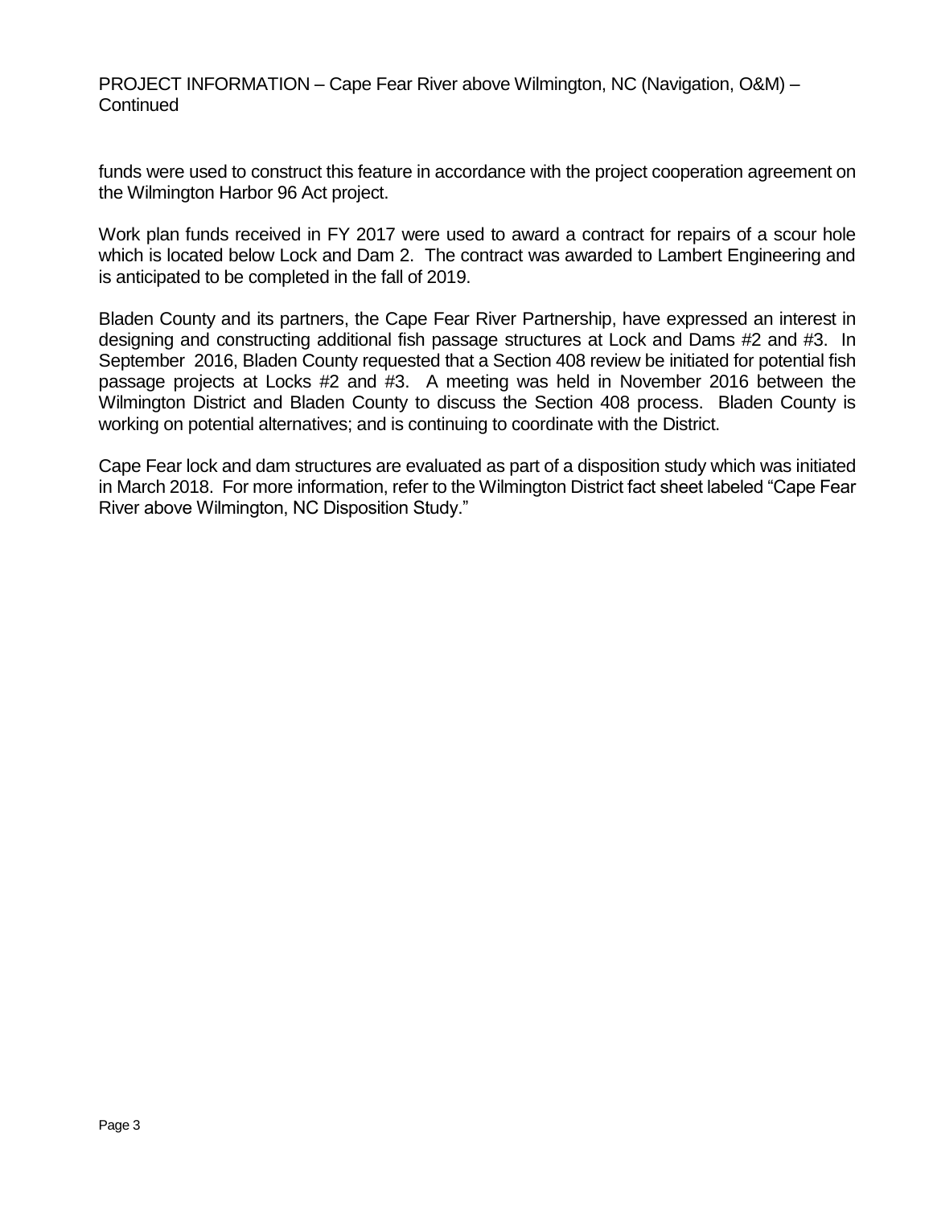funds were used to construct this feature in accordance with the project cooperation agreement on the Wilmington Harbor 96 Act project.

Work plan funds received in FY 2017 were used to award a contract for repairs of a scour hole which is located below Lock and Dam 2. The contract was awarded to Lambert Engineering and is anticipated to be completed in the fall of 2019.

Bladen County and its partners, the Cape Fear River Partnership, have expressed an interest in designing and constructing additional fish passage structures at Lock and Dams #2 and #3. In September 2016, Bladen County requested that a Section 408 review be initiated for potential fish passage projects at Locks #2 and #3. A meeting was held in November 2016 between the Wilmington District and Bladen County to discuss the Section 408 process. Bladen County is working on potential alternatives; and is continuing to coordinate with the District.

Cape Fear lock and dam structures are evaluated as part of a disposition study which was initiated in March 2018. For more information, refer to the Wilmington District fact sheet labeled "Cape Fear River above Wilmington, NC Disposition Study."